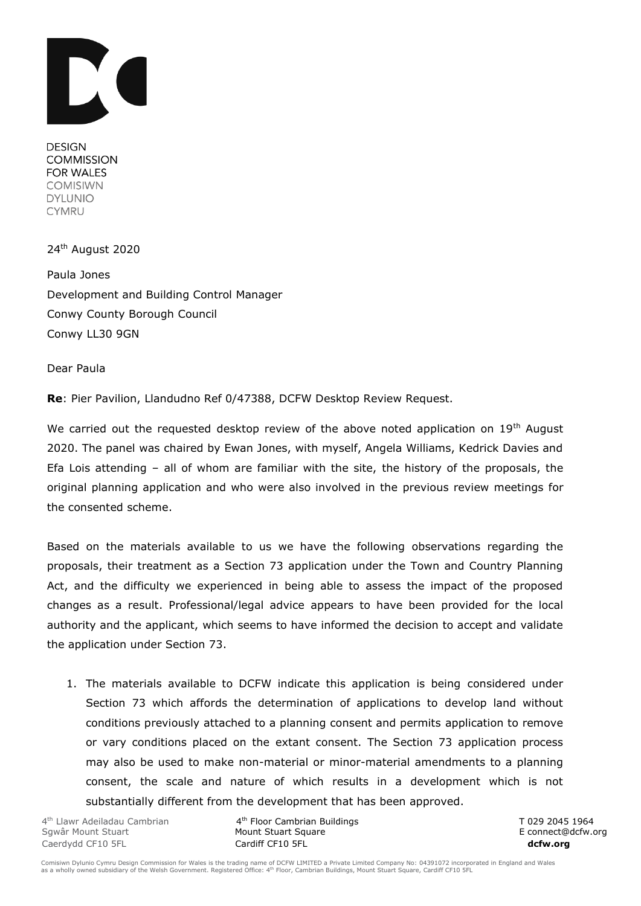DESIGN
COMMISSION
FOR WALES
COMISIWN
DYLUNIO
CYMRU

24th August 2020

Paula Jones
Development and Building Control Manager
Conwy County Borough Council
Conwy LL30 9GN

Dear Paula

**Re**: Pier Pavilion, Llandudno Ref 0/47388, DCFW Desktop Review Request.

We carried out the requested desktop review of the above noted application on 19th August 2020. The panel was chaired by Ewan Jones, with myself, Angela Williams, Kedrick Davies and Efa Lois attending – all of whom are familiar with the site, the history of the proposals, the original planning application and who were also involved in the previous review meetings for the consented scheme.

Based on the materials available to us we have the following observations regarding the proposals, their treatment as a Section 73 application under the Town and Country Planning Act, and the difficulty we experienced in being able to assess the impact of the proposed changes as a result. Professional/legal advice appears to have been provided for the local authority and the applicant, which seems to have informed the decision to accept and validate the application under Section 73.

1. The materials available to DCFW indicate this application is being considered under Section 73 which affords the determination of applications to develop land without conditions previously attached to a planning consent and permits application to remove or vary conditions placed on the extant consent. The Section 73 application process may also be used to make non-material or minor-material amendments to a planning consent, the scale and nature of which results in a development which is not substantially different from the development that has been approved.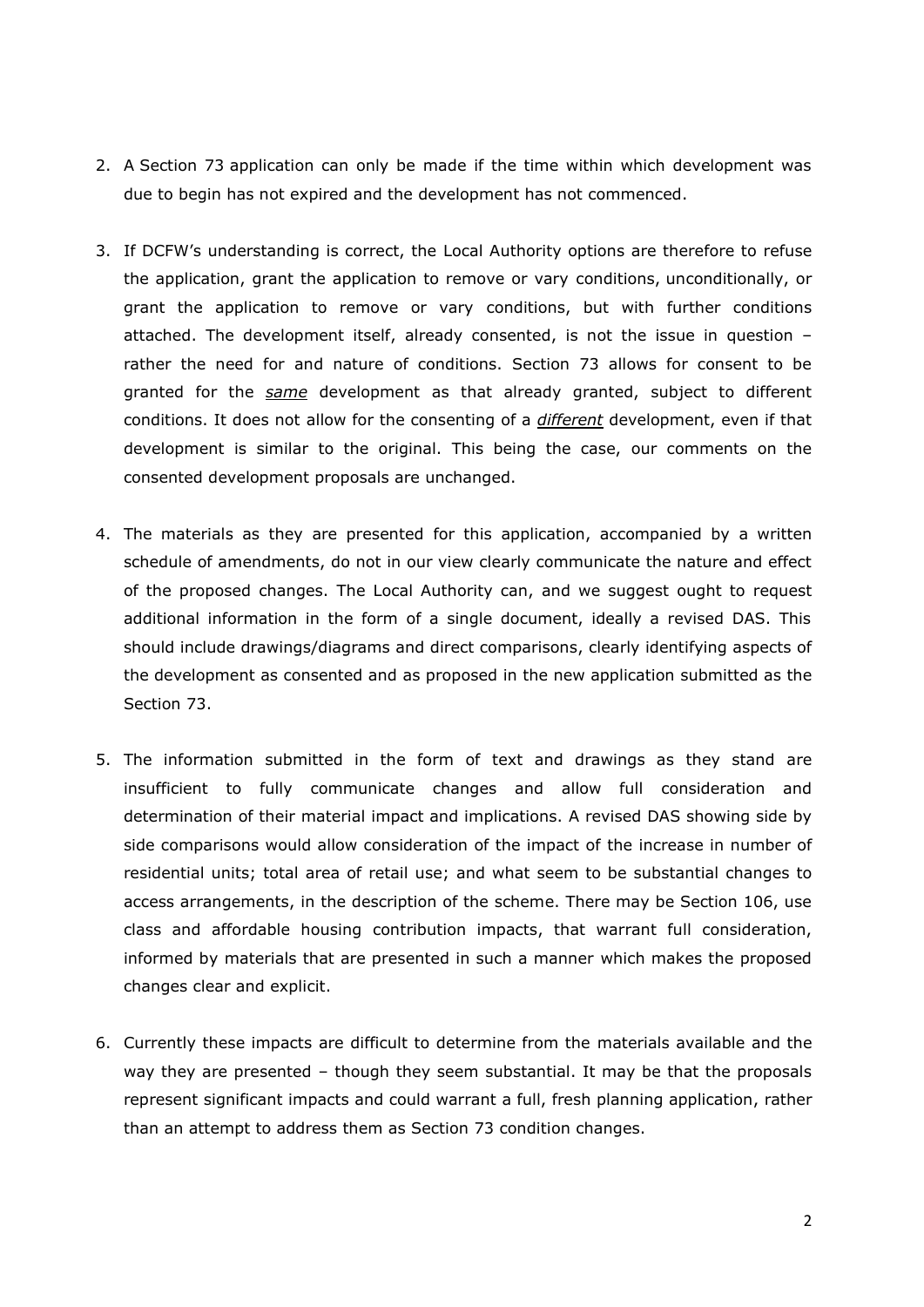2. A Section 73 application can only be made if the time within which development was due to begin has not expired and the development has not commenced.

3. If DCFW's understanding is correct, the Local Authority options are therefore to refuse the application, grant the application to remove or vary conditions, unconditionally, or grant the application to remove or vary conditions, but with further conditions attached. The development itself, already consented, is not the issue in question – rather the need for and nature of conditions. Section 73 allows for consent to be granted for the ***same*** development as that already granted, subject to different conditions. It does not allow for the consenting of a ***different*** development, even if that development is similar to the original. This being the case, our comments on the consented development proposals are unchanged.

4. The materials as they are presented for this application, accompanied by a written schedule of amendments, do not in our view clearly communicate the nature and effect of the proposed changes. The Local Authority can, and we suggest ought to request additional information in the form of a single document, ideally a revised DAS. This should include drawings/diagrams and direct comparisons, clearly identifying aspects of the development as consented and as proposed in the new application submitted as the Section 73.

5. The information submitted in the form of text and drawings as they stand are insufficient to fully communicate changes and allow full consideration and determination of their material impact and implications. A revised DAS showing side by side comparisons would allow consideration of the impact of the increase in number of residential units; total area of retail use; and what seem to be substantial changes to access arrangements, in the description of the scheme. There may be Section 106, use class and affordable housing contribution impacts, that warrant full consideration, informed by materials that are presented in such a manner which makes the proposed changes clear and explicit.

6. Currently these impacts are difficult to determine from the materials available and the way they are presented – though they seem substantial. It may be that the proposals represent significant impacts and could warrant a full, fresh planning application, rather than an attempt to address them as Section 73 condition changes.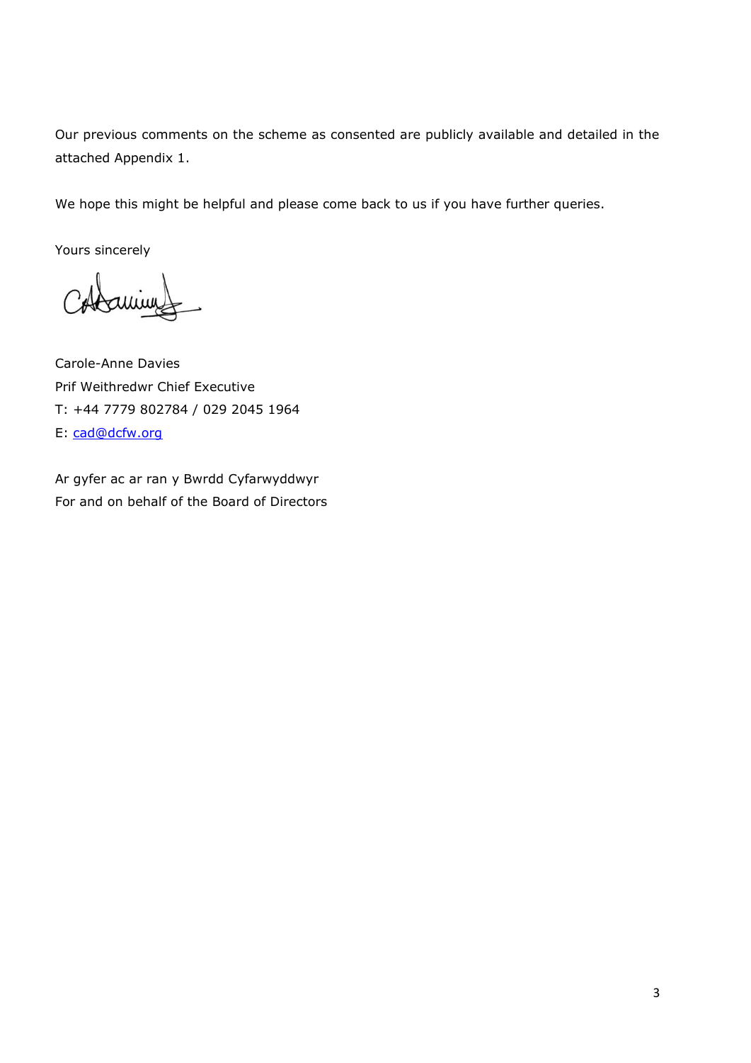Our previous comments on the scheme as consented are publicly available and detailed in the attached Appendix 1.

We hope this might be helpful and please come back to us if you have further queries.

Yours sincerely

Carole-Anne Davies  
Prif Weithredwr Chief Executive  
T: +44 7779 802784 / 029 2045 1964  
E: cad@dcfw.org

Ar gyfer ac ar ran y Bwrdd Cyfarwyddwyr  
For and on behalf of the Board of Directors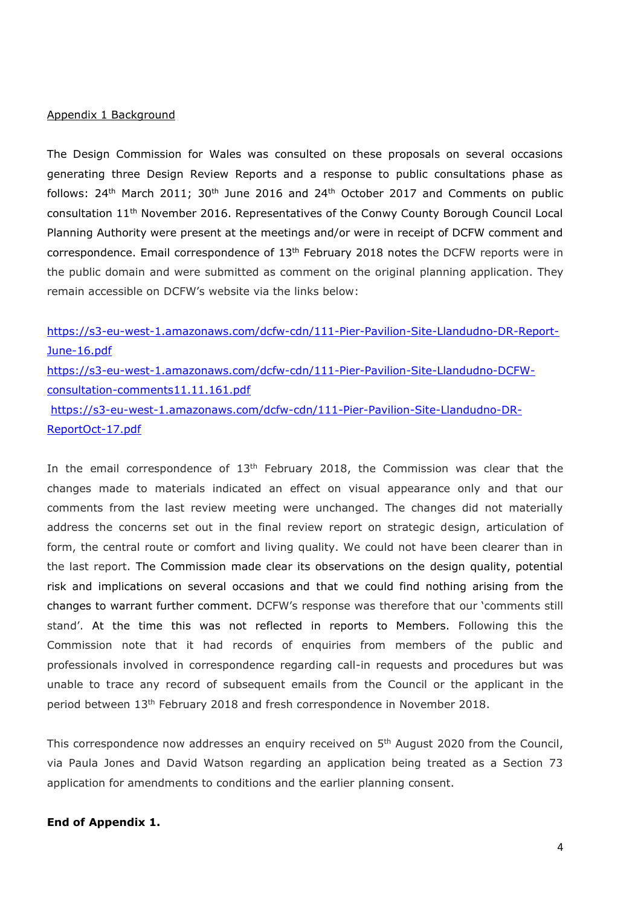Appendix 1 Background

The Design Commission for Wales was consulted on these proposals on several occasions generating three Design Review Reports and a response to public consultations phase as follows: 24th March 2011; 30th June 2016 and 24th October 2017 and Comments on public consultation 11th November 2016. Representatives of the Conwy County Borough Council Local Planning Authority were present at the meetings and/or were in receipt of DCFW comment and correspondence. Email correspondence of 13th February 2018 notes the DCFW reports were in the public domain and were submitted as comment on the original planning application. They remain accessible on DCFW's website via the links below:

https://s3-eu-west-1.amazonaws.com/dcfw-cdn/111-Pier-Pavilion-Site-Llandudno-DR-Report-June-16.pdf
https://s3-eu-west-1.amazonaws.com/dcfw-cdn/111-Pier-Pavilion-Site-Llandudno-DCFW-consultation-comments11.11.161.pdf
https://s3-eu-west-1.amazonaws.com/dcfw-cdn/111-Pier-Pavilion-Site-Llandudno-DR-ReportOct-17.pdf

In the email correspondence of 13th February 2018, the Commission was clear that the changes made to materials indicated an effect on visual appearance only and that our comments from the last review meeting were unchanged. The changes did not materially address the concerns set out in the final review report on strategic design, articulation of form, the central route or comfort and living quality. We could not have been clearer than in the last report. The Commission made clear its observations on the design quality, potential risk and implications on several occasions and that we could find nothing arising from the changes to warrant further comment. DCFW's response was therefore that our 'comments still stand'. At the time this was not reflected in reports to Members. Following this the Commission note that it had records of enquiries from members of the public and professionals involved in correspondence regarding call-in requests and procedures but was unable to trace any record of subsequent emails from the Council or the applicant in the period between 13th February 2018 and fresh correspondence in November 2018.

This correspondence now addresses an enquiry received on 5th August 2020 from the Council, via Paula Jones and David Watson regarding an application being treated as a Section 73 application for amendments to conditions and the earlier planning consent.

**End of Appendix 1.**